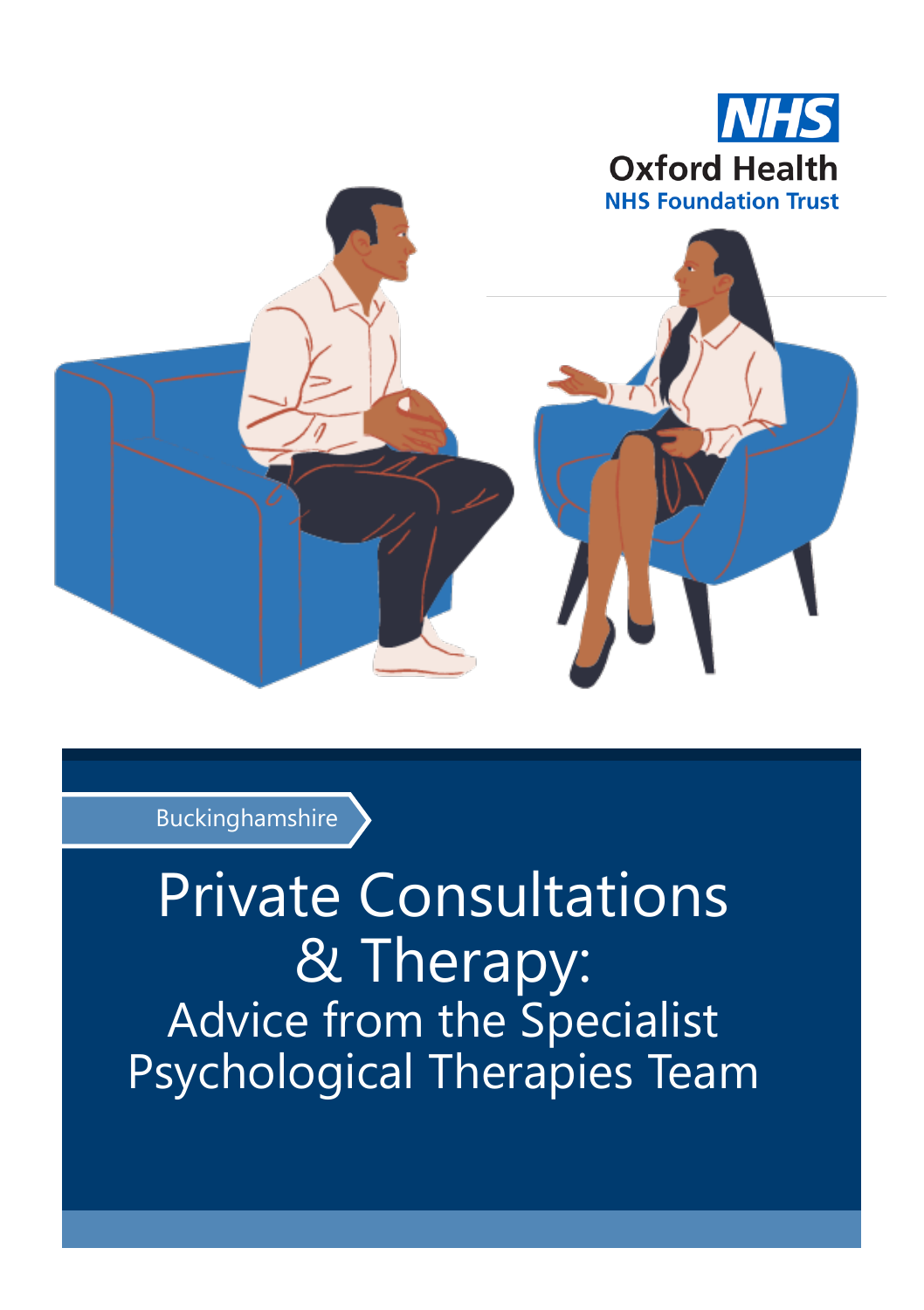NHS

Oxford Health

NHS Foundation Trust

Buckinghamshire

# Private Consultations & Therapy:

## Advice from the Specialist Psychological Therapies Team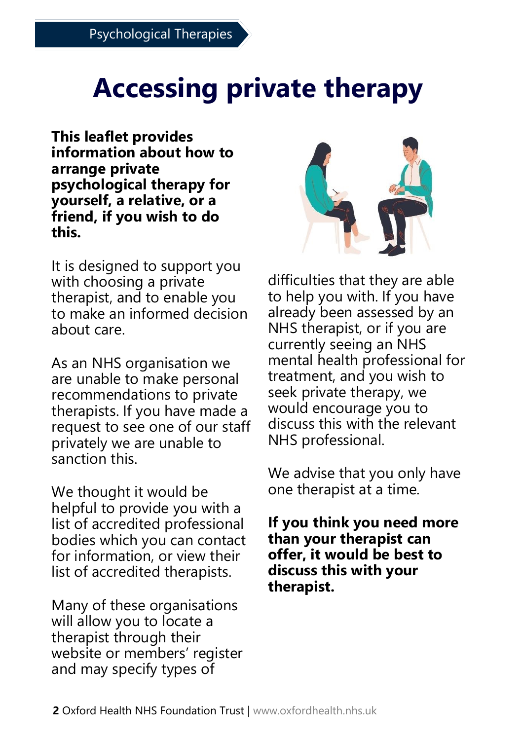# Accessing private therapy

**This leaflet provides information about how to arrange private psychological therapy for yourself, a relative, or a friend, if you wish to do this.**

It is designed to support you with choosing a private therapist, and to enable you to make an informed decision about care.

As an NHS organisation we are unable to make personal recommendations to private therapists. If you have made a request to see one of our staff privately we are unable to sanction this.

We thought it would be helpful to provide you with a list of accredited professional bodies which you can contact for information, or view their list of accredited therapists.

Many of these organisations will allow you to locate a therapist through their website or members' register and may specify types of difficulties that they are able to help you with. If you have already been assessed by an NHS therapist, or if you are currently seeing an NHS mental health professional for treatment, and you wish to seek private therapy, we would encourage you to discuss this with the relevant NHS professional.

We advise that you only have one therapist at a time.

**If you think you need more than your therapist can offer, it would be best to discuss this with your therapist.**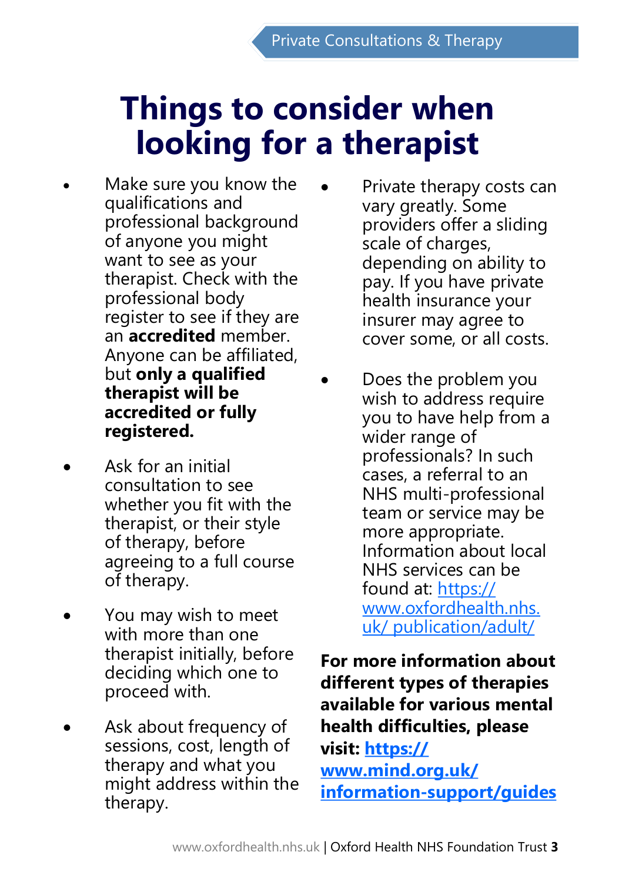# Things to consider when looking for a therapist

- Make sure you know the qualifications and professional background of anyone you might want to see as your therapist. Check with the professional body register to see if they are an **accredited** member. Anyone can be affiliated, but **only a qualified therapist will be accredited or fully registered.**

- Ask for an initial consultation to see whether you fit with the therapist, or their style of therapy, before agreeing to a full course of therapy.

- You may wish to meet with more than one therapist initially, before deciding which one to proceed with.

- Ask about frequency of sessions, cost, length of therapy and what you might address within the therapy.

- Private therapy costs can vary greatly. Some providers offer a sliding scale of charges, depending on ability to pay. If you have private health insurance your insurer may agree to cover some, or all costs.

- Does the problem you wish to address require you to have help from a wider range of professionals? In such cases, a referral to an NHS multi-professional team or service may be more appropriate. Information about local NHS services can be found at: https://www.oxfordhealth.nhs.uk/publication/adult/

**For more information about different types of therapies available for various mental health difficulties, please visit: https://www.mind.org.uk/information-support/guides**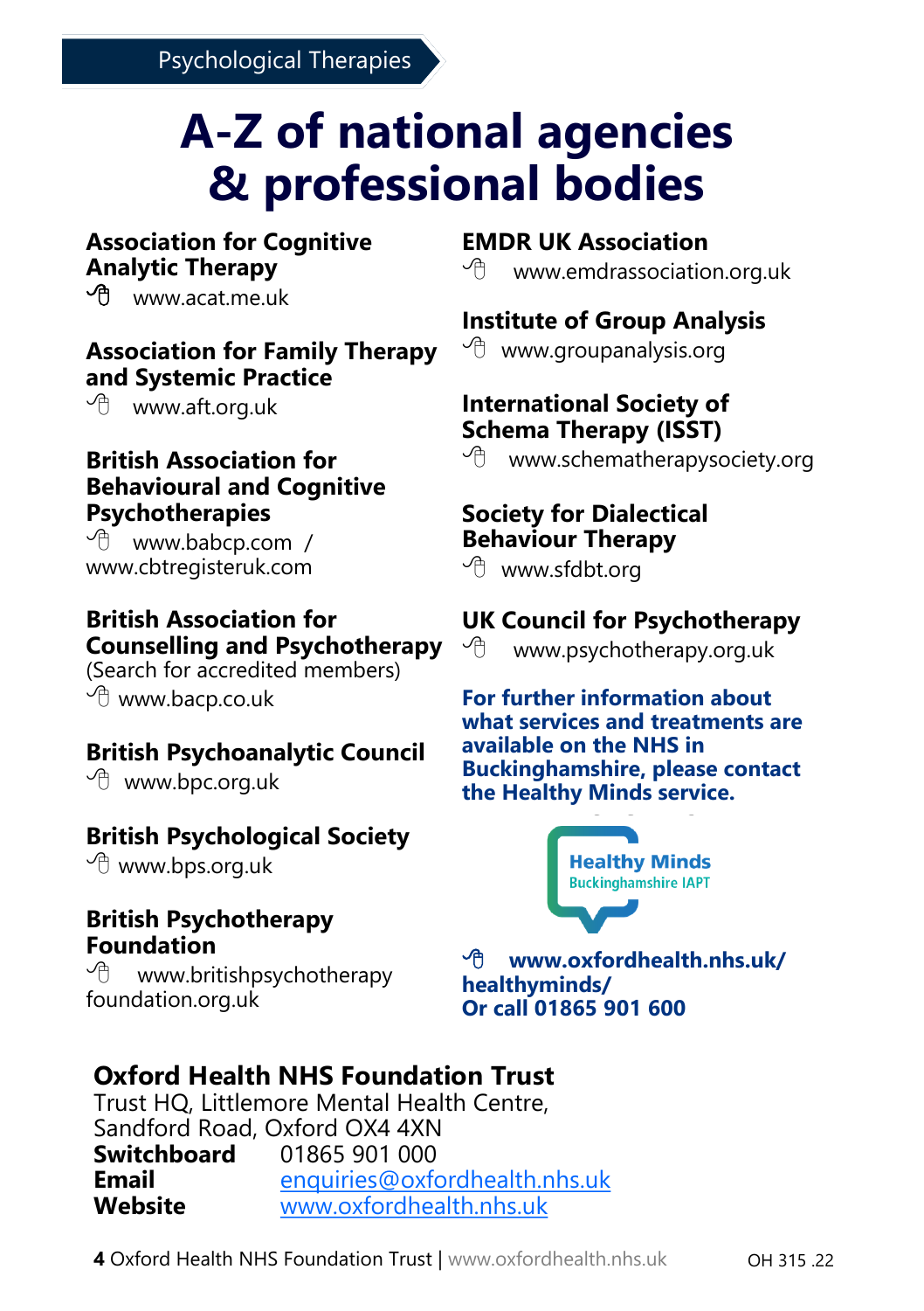Psychological Therapies

# A-Z of national agencies & professional bodies

### Association for Cognitive Analytic Therapy
www.acat.me.uk

### Association for Family Therapy and Systemic Practice
www.aft.org.uk

### British Association for Behavioural and Cognitive Psychotherapies
www.babcp.com / www.cbtregisteruk.com

### British Association for Counselling and Psychotherapy
(Search for accredited members)
www.bacp.co.uk

### British Psychoanalytic Council
www.bpc.org.uk

### British Psychological Society
www.bps.org.uk

### British Psychotherapy Foundation
www.britishpsychotherapyfoundation.org.uk

### EMDR UK Association
www.emdrassociation.org.uk

### Institute of Group Analysis
www.groupanalysis.org

### International Society of Schema Therapy (ISST)
www.schematherapysociety.org

### Society for Dialectical Behaviour Therapy
www.sfdbt.org

### UK Council for Psychotherapy
www.psychotherapy.org.uk

**For further information about what services and treatments are available on the NHS in Buckinghamshire, please contact the Healthy Minds service.**

Healthy Minds
Buckinghamshire IAPT

**www.oxfordhealth.nhs.uk/healthyminds/**
**Or call 01865 901 600**

### Oxford Health NHS Foundation Trust
Trust HQ, Littlemore Mental Health Centre,
Sandford Road, Oxford OX4 4XN
**Switchboard** 01865 901 000
**Email** enquiries@oxfordhealth.nhs.uk
**Website** www.oxfordhealth.nhs.uk

OH 315 .22